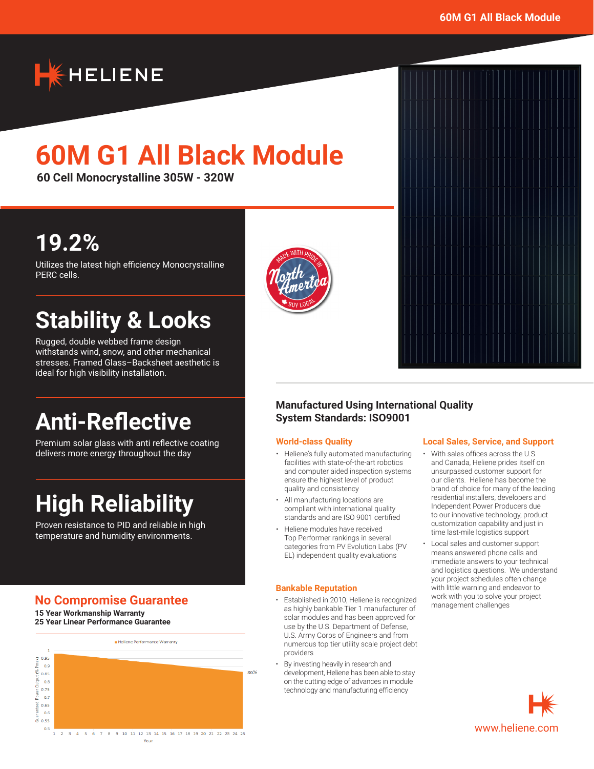# 60M G1 All Black Module

**60 Cell Monocrystalline 305W - 320W**

## 19.2%

Utilizes the latest high efficiency Monocrystalline PERC cells.

## Stability & Looks

Rugged, double webbed frame design withstands wind, snow, and other mechanical stresses. Framed Glass–Backsheet aesthetic is ideal for high visibility installation.

## Anti-Reflective

Premium solar glass with anti reflective coating delivers more energy throughout the day

## High Reliability

Proven resistance to PID and reliable in high temperature and humidity environments.

MADE WITH PRIDE IN North America BUY LOCAL

## No Compromise Guarantee

**15 Year Workmanship Warranty**
**25 Year Linear Performance Guarantee**

Heliene Performance Warranty

Guaranteed Power Output (% Pmax)

86%

Year

## Manufactured Using International Quality System Standards: ISO9001

### World-class Quality

- Heliene's fully automated manufacturing facilities with state-of-the-art robotics and computer aided inspection systems ensure the highest level of product quality and consistency
- All manufacturing locations are compliant with international quality standards and are ISO 9001 certified
- Heliene modules have received Top Performer rankings in several categories from PV Evolution Labs (PV EL) independent quality evaluations

### Bankable Reputation

- Established in 2010, Heliene is recognized as highly bankable Tier 1 manufacturer of solar modules and has been approved for use by the U.S. Department of Defense, U.S. Army Corps of Engineers and from numerous top tier utility scale project debt providers
- By investing heavily in research and development, Heliene has been able to stay on the cutting edge of advances in module technology and manufacturing efficiency

### Local Sales, Service, and Support

- With sales offices across the U.S. and Canada, Heliene prides itself on unsurpassed customer support for our clients. Heliene has become the brand of choice for many of the leading residential installers, developers and Independent Power Producers due to our innovative technology, product customization capability and just in time last-mile logistics support
- Local sales and customer support means answered phone calls and immediate answers to your technical and logistics questions. We understand your project schedules often change with little warning and endeavor to work with you to solve your project management challenges

www.heliene.com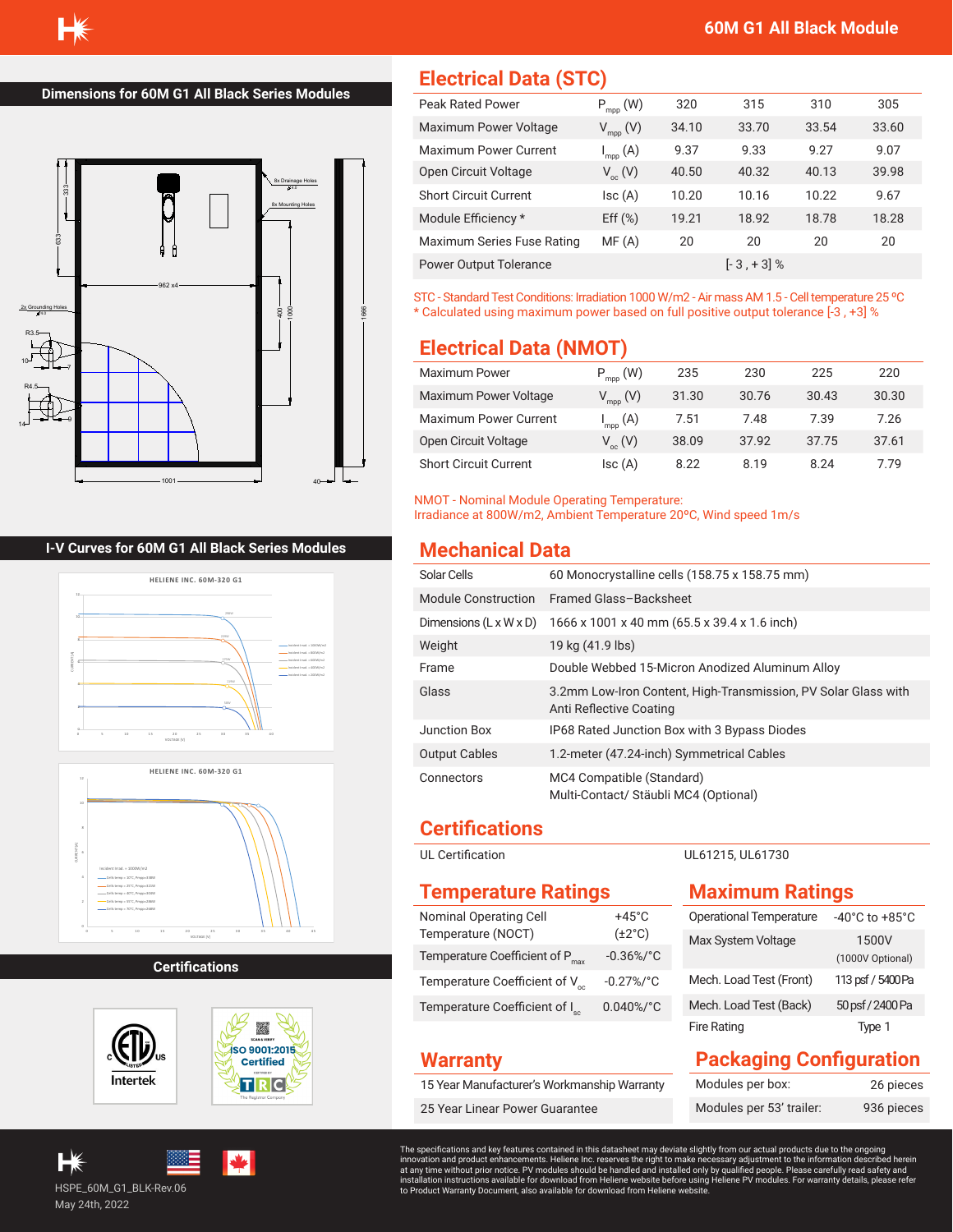# 60M G1 All Black Module

## Dimensions for 60M G1 All Black Series Modules

8x Drainage Holes

8x Mounting Holes

2x Grounding Holes

333

633

962 x4

400

1000

1666

R3.5

10

7

R4.5

14

9

1001

40

## I-V Curves for 60M G1 All Black Series Modules

HELIENE INC. 60M-320 G1

HELIENE INC. 60M-320 G1

## Certifications

Intertek

ISO 9001:2015 Certified

TRC

## Electrical Data (STC)

| | | | | | |
|---|---|---|---|---|---|
| Peak Rated Power | $P_{mpp}$ (W) | 320 | 315 | 310 | 305 |
| Maximum Power Voltage | $V_{mpp}$ (V) | 34.10 | 33.70 | 33.54 | 33.60 |
| Maximum Power Current | $I_{mpp}$ (A) | 9.37 | 9.33 | 9.27 | 9.07 |
| Open Circuit Voltage | $V_{oc}$ (V) | 40.50 | 40.32 | 40.13 | 39.98 |
| Short Circuit Current | Isc (A) | 10.20 | 10.16 | 10.22 | 9.67 |
| Module Efficiency * | Eff (%) | 19.21 | 18.92 | 18.78 | 18.28 |
| Maximum Series Fuse Rating | MF (A) | 20 | 20 | 20 | 20 |
| Power Output Tolerance | | [- 3 , + 3] % | | | |

STC - Standard Test Conditions: Irradiation 1000 W/m2 - Air mass AM 1.5 - Cell temperature 25 °C
* Calculated using maximum power based on full positive output tolerance [-3 , +3] %

## Electrical Data (NMOT)

| | | | | | |
|---|---|---|---|---|---|
| Maximum Power | $P_{mpp}$ (W) | 235 | 230 | 225 | 220 |
| Maximum Power Voltage | $V_{mpp}$ (V) | 31.30 | 30.76 | 30.43 | 30.30 |
| Maximum Power Current | $I_{mpp}$ (A) | 7.51 | 7.48 | 7.39 | 7.26 |
| Open Circuit Voltage | $V_{oc}$ (V) | 38.09 | 37.92 | 37.75 | 37.61 |
| Short Circuit Current | Isc (A) | 8.22 | 8.19 | 8.24 | 7.79 |

NMOT - Nominal Module Operating Temperature:
Irradiance at 800W/m2, Ambient Temperature 20°C, Wind speed 1m/s

## Mechanical Data

| | |
|---|---|
| Solar Cells | 60 Monocrystalline cells (158.75 x 158.75 mm) |
| Module Construction | Framed Glass–Backsheet |
| Dimensions (L x W x D) | 1666 x 1001 x 40 mm (65.5 x 39.4 x 1.6 inch) |
| Weight | 19 kg (41.9 lbs) |
| Frame | Double Webbed 15-Micron Anodized Aluminum Alloy |
| Glass | 3.2mm Low-Iron Content, High-Transmission, PV Solar Glass with Anti Reflective Coating |
| Junction Box | IP68 Rated Junction Box with 3 Bypass Diodes |
| Output Cables | 1.2-meter (47.24-inch) Symmetrical Cables |
| Connectors | MC4 Compatible (Standard)<br>Multi-Contact/ Stäubli MC4 (Optional) |

## Certifications

| | |
|---|---|
| UL Certification | UL61215, UL61730 |

## Temperature Ratings

| | |
|---|---|
| Nominal Operating Cell Temperature (NOCT) | +45°C (±2°C) |
| Temperature Coefficient of $P_{max}$ | -0.36%/°C |
| Temperature Coefficient of $V_{oc}$ | -0.27%/°C |
| Temperature Coefficient of $I_{sc}$ | 0.040%/°C |

## Maximum Ratings

| | |
|---|---|
| Operational Temperature | -40°C to +85°C |
| Max System Voltage | 1500V (1000V Optional) |
| Mech. Load Test (Front) | 113 psf / 5400 Pa |
| Mech. Load Test (Back) | 50 psf / 2400 Pa |
| Fire Rating | Type 1 |

## Warranty

15 Year Manufacturer's Workmanship Warranty

25 Year Linear Power Guarantee

## Packaging Configuration

| | |
|---|---|
| Modules per box: | 26 pieces |
| Modules per 53' trailer: | 936 pieces |

HSPE_60M_G1_BLK-Rev.06
May 24th, 2022

The specifications and key features contained in this datasheet may deviate slightly from our actual products due to the ongoing innovation and product enhancements. Heliene Inc. reserves the right to make necessary adjustment to the information described herein at any time without prior notice. PV modules should be handled and installed only by qualified people. Please carefully read safety and installation instructions available for download from Heliene website before using Heliene PV modules. For warranty details, please refer to Product Warranty Document, also available for download from Heliene website.